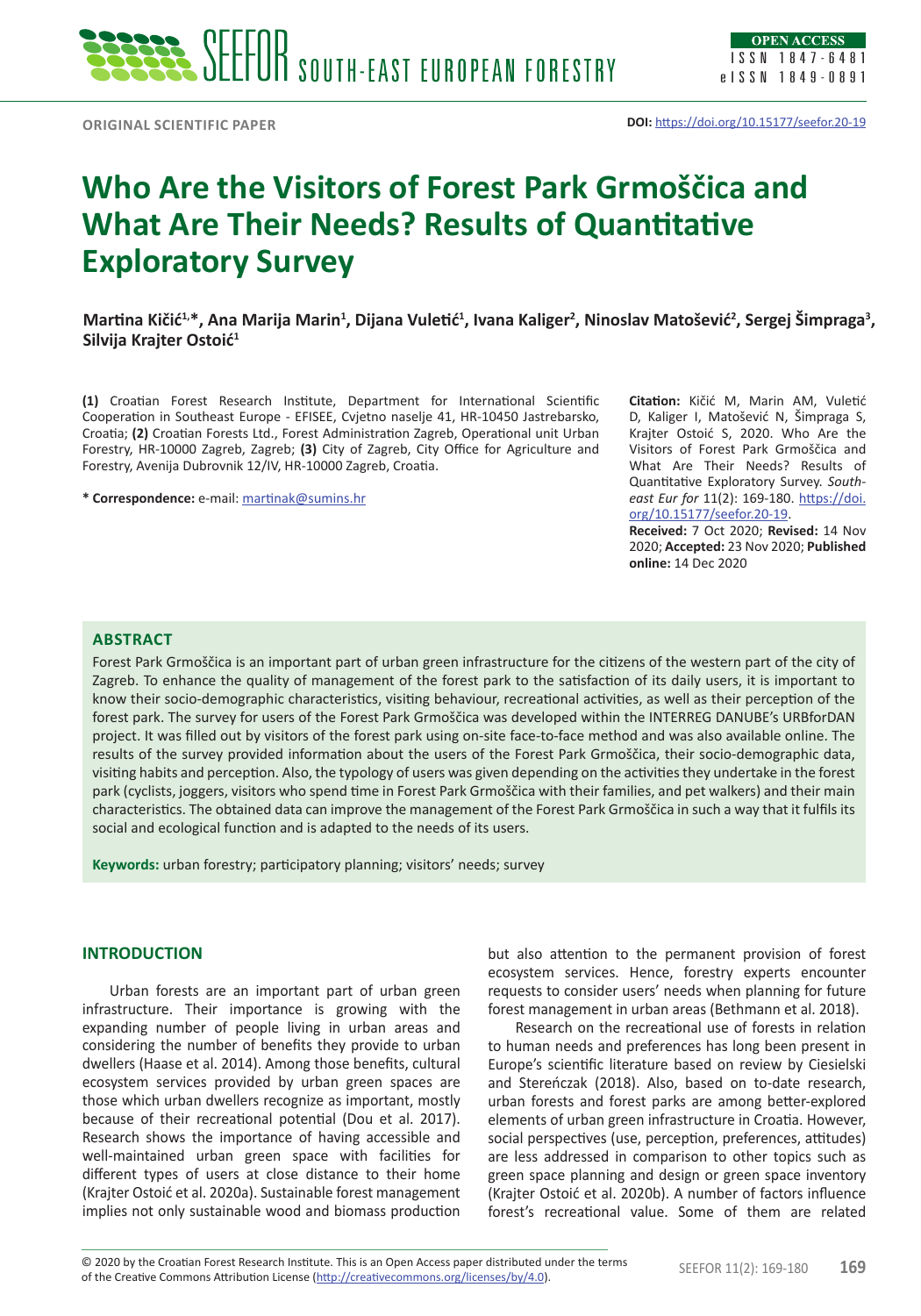ORIGINAL SCIENTIFIC PAPER

**DOI:** https://doi.org/10.15177/seefor.20-19

# Who Are the Visitors of Forest Park Grmoščica and What Are Their Needs? Results of Quantitative Exploratory Survey

**Martina Kičić[1,*], Ana Marija Marin[1], Dijana Vuletić[1], Ivana Kaliger[2], Ninoslav Matošević[2], Sergej Šimpraga[3], Silvija Krajter Ostoić[1]**

**(1)** Croatian Forest Research Institute, Department for International Scientific Cooperation in Southeast Europe - EFISEE, Cvjetno naselje 41, HR-10450 Jastrebarsko, Croatia; **(2)** Croatian Forests Ltd., Forest Administration Zagreb, Operational unit Urban Forestry, HR-10000 Zagreb, Zagreb; **(3)** City of Zagreb, City Office for Agriculture and Forestry, Avenija Dubrovnik 12/IV, HR-10000 Zagreb, Croatia.

**\* Correspondence:** e-mail: martinak@sumins.hr

**Citation:** Kičić M, Marin AM, Vuletić D, Kaliger I, Matošević N, Šimpraga S, Krajter Ostoić S, 2020. Who Are the Visitors of Forest Park Grmoščica and What Are Their Needs? Results of Quantitative Exploratory Survey. *South-east Eur for* 11(2): 169-180. https://doi.org/10.15177/seefor.20-19.

**Received:** 7 Oct 2020; **Revised:** 14 Nov 2020; **Accepted:** 23 Nov 2020; **Published online:** 14 Dec 2020

## ABSTRACT

Forest Park Grmoščica is an important part of urban green infrastructure for the citizens of the western part of the city of Zagreb. To enhance the quality of management of the forest park to the satisfaction of its daily users, it is important to know their socio-demographic characteristics, visiting behaviour, recreational activities, as well as their perception of the forest park. The survey for users of the Forest Park Grmoščica was developed within the INTERREG DANUBE's URBforDAN project. It was filled out by visitors of the forest park using on-site face-to-face method and was also available online. The results of the survey provided information about the users of the Forest Park Grmoščica, their socio-demographic data, visiting habits and perception. Also, the typology of users was given depending on the activities they undertake in the forest park (cyclists, joggers, visitors who spend time in Forest Park Grmoščica with their families, and pet walkers) and their main characteristics. The obtained data can improve the management of the Forest Park Grmoščica in such a way that it fulfils its social and ecological function and is adapted to the needs of its users.

**Keywords:** urban forestry; participatory planning; visitors' needs; survey

## INTRODUCTION

Urban forests are an important part of urban green infrastructure. Their importance is growing with the expanding number of people living in urban areas and considering the number of benefits they provide to urban dwellers (Haase et al. 2014). Among those benefits, cultural ecosystem services provided by urban green spaces are those which urban dwellers recognize as important, mostly because of their recreational potential (Dou et al. 2017). Research shows the importance of having accessible and well-maintained urban green space with facilities for different types of users at close distance to their home (Krajter Ostoić et al. 2020a). Sustainable forest management implies not only sustainable wood and biomass production but also attention to the permanent provision of forest ecosystem services. Hence, forestry experts encounter requests to consider users' needs when planning for future forest management in urban areas (Bethmann et al. 2018).

Research on the recreational use of forests in relation to human needs and preferences has long been present in Europe's scientific literature based on review by Ciesielski and Stereńczak (2018). Also, based on to-date research, urban forests and forest parks are among better-explored elements of urban green infrastructure in Croatia. However, social perspectives (use, perception, preferences, attitudes) are less addressed in comparison to other topics such as green space planning and design or green space inventory (Krajter Ostoić et al. 2020b). A number of factors influence forest's recreational value. Some of them are related

© 2020 by the Croatian Forest Research Institute. This is an Open Access paper distributed under the terms of the Creative Commons Attribution License (http://creativecommons.org/licenses/by/4.0).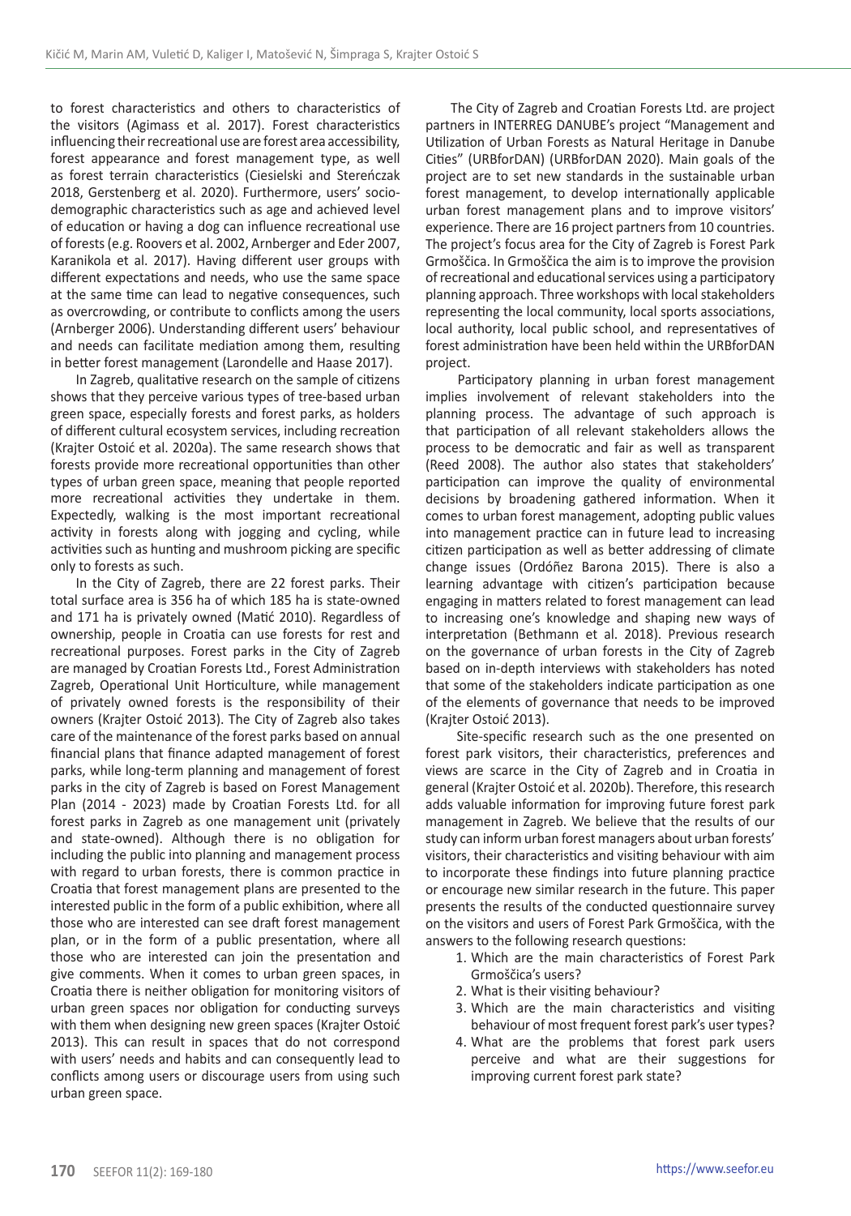to forest characteristics and others to characteristics of the visitors (Agimass et al. 2017). Forest characteristics influencing their recreational use are forest area accessibility, forest appearance and forest management type, as well as forest terrain characteristics (Ciesielski and Stereńczak 2018, Gerstenberg et al. 2020). Furthermore, users' socio-demographic characteristics such as age and achieved level of education or having a dog can influence recreational use of forests (e.g. Roovers et al. 2002, Arnberger and Eder 2007, Karanikola et al. 2017). Having different user groups with different expectations and needs, who use the same space at the same time can lead to negative consequences, such as overcrowding, or contribute to conflicts among the users (Arnberger 2006). Understanding different users' behaviour and needs can facilitate mediation among them, resulting in better forest management (Larondelle and Haase 2017).

In Zagreb, qualitative research on the sample of citizens shows that they perceive various types of tree-based urban green space, especially forests and forest parks, as holders of different cultural ecosystem services, including recreation (Krajter Ostoić et al. 2020a). The same research shows that forests provide more recreational opportunities than other types of urban green space, meaning that people reported more recreational activities they undertake in them. Expectedly, walking is the most important recreational activity in forests along with jogging and cycling, while activities such as hunting and mushroom picking are specific only to forests as such.

In the City of Zagreb, there are 22 forest parks. Their total surface area is 356 ha of which 185 ha is state-owned and 171 ha is privately owned (Matić 2010). Regardless of ownership, people in Croatia can use forests for rest and recreational purposes. Forest parks in the City of Zagreb are managed by Croatian Forests Ltd., Forest Administration Zagreb, Operational Unit Horticulture, while management of privately owned forests is the responsibility of their owners (Krajter Ostoić 2013). The City of Zagreb also takes care of the maintenance of the forest parks based on annual financial plans that finance adapted management of forest parks, while long-term planning and management of forest parks in the city of Zagreb is based on Forest Management Plan (2014 - 2023) made by Croatian Forests Ltd. for all forest parks in Zagreb as one management unit (privately and state-owned). Although there is no obligation for including the public into planning and management process with regard to urban forests, there is common practice in Croatia that forest management plans are presented to the interested public in the form of a public exhibition, where all those who are interested can see draft forest management plan, or in the form of a public presentation, where all those who are interested can join the presentation and give comments. When it comes to urban green spaces, in Croatia there is neither obligation for monitoring visitors of urban green spaces nor obligation for conducting surveys with them when designing new green spaces (Krajter Ostoić 2013). This can result in spaces that do not correspond with users' needs and habits and can consequently lead to conflicts among users or discourage users from using such urban green space.

The City of Zagreb and Croatian Forests Ltd. are project partners in INTERREG DANUBE's project "Management and Utilization of Urban Forests as Natural Heritage in Danube Cities" (URBforDAN) (URBforDAN 2020). Main goals of the project are to set new standards in the sustainable urban forest management, to develop internationally applicable urban forest management plans and to improve visitors' experience. There are 16 project partners from 10 countries. The project's focus area for the City of Zagreb is Forest Park Grmoščica. In Grmoščica the aim is to improve the provision of recreational and educational services using a participatory planning approach. Three workshops with local stakeholders representing the local community, local sports associations, local authority, local public school, and representatives of forest administration have been held within the URBforDAN project.

Participatory planning in urban forest management implies involvement of relevant stakeholders into the planning process. The advantage of such approach is that participation of all relevant stakeholders allows the process to be democratic and fair as well as transparent (Reed 2008). The author also states that stakeholders' participation can improve the quality of environmental decisions by broadening gathered information. When it comes to urban forest management, adopting public values into management practice can in future lead to increasing citizen participation as well as better addressing of climate change issues (Ordóñez Barona 2015). There is also a learning advantage with citizen's participation because engaging in matters related to forest management can lead to increasing one's knowledge and shaping new ways of interpretation (Bethmann et al. 2018). Previous research on the governance of urban forests in the City of Zagreb based on in-depth interviews with stakeholders has noted that some of the stakeholders indicate participation as one of the elements of governance that needs to be improved (Krajter Ostoić 2013).

Site-specific research such as the one presented on forest park visitors, their characteristics, preferences and views are scarce in the City of Zagreb and in Croatia in general (Krajter Ostoić et al. 2020b). Therefore, this research adds valuable information for improving future forest park management in Zagreb. We believe that the results of our study can inform urban forest managers about urban forests' visitors, their characteristics and visiting behaviour with aim to incorporate these findings into future planning practice or encourage new similar research in the future. This paper presents the results of the conducted questionnaire survey on the visitors and users of Forest Park Grmoščica, with the answers to the following research questions:

1. Which are the main characteristics of Forest Park Grmoščica's users?
2. What is their visiting behaviour?
3. Which are the main characteristics and visiting behaviour of most frequent forest park's user types?
4. What are the problems that forest park users perceive and what are their suggestions for improving current forest park state?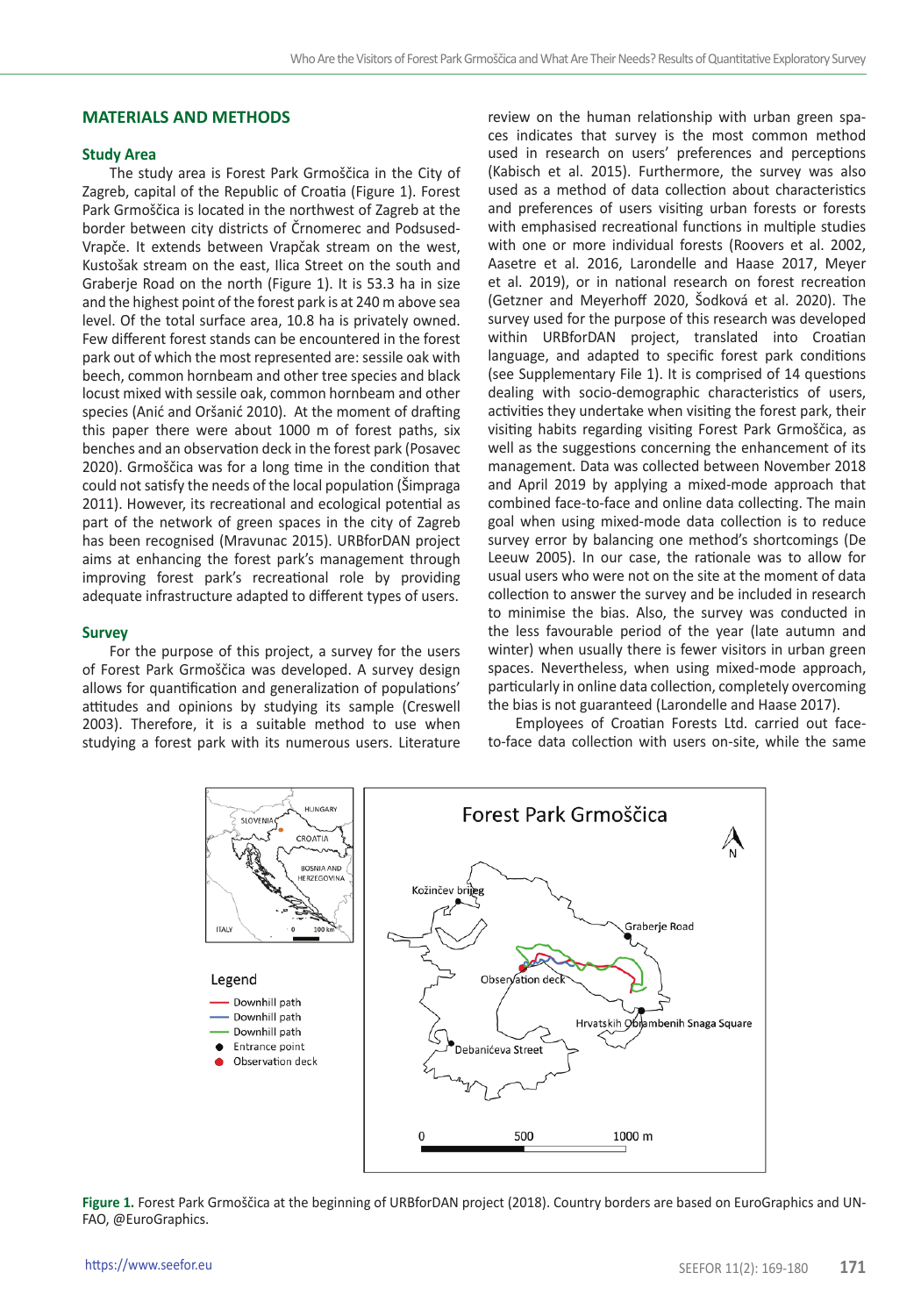## MATERIALS AND METHODS

### Study Area

The study area is Forest Park Grmoščica in the City of Zagreb, capital of the Republic of Croatia (Figure 1). Forest Park Grmoščica is located in the northwest of Zagreb at the border between city districts of Črnomerec and Podsused-Vrapče. It extends between Vrapčak stream on the west, Kustošak stream on the east, Ilica Street on the south and Graberje Road on the north (Figure 1). It is 53.3 ha in size and the highest point of the forest park is at 240 m above sea level. Of the total surface area, 10.8 ha is privately owned. Few different forest stands can be encountered in the forest park out of which the most represented are: sessile oak with beech, common hornbeam and other tree species and black locust mixed with sessile oak, common hornbeam and other species (Anić and Oršanić 2010). At the moment of drafting this paper there were about 1000 m of forest paths, six benches and an observation deck in the forest park (Posavec 2020). Grmoščica was for a long time in the condition that could not satisfy the needs of the local population (Šimpraga 2011). However, its recreational and ecological potential as part of the network of green spaces in the city of Zagreb has been recognised (Mravunac 2015). URBforDAN project aims at enhancing the forest park's management through improving forest park's recreational role by providing adequate infrastructure adapted to different types of users.

### Survey

For the purpose of this project, a survey for the users of Forest Park Grmoščica was developed. A survey design allows for quantification and generalization of populations' attitudes and opinions by studying its sample (Creswell 2003). Therefore, it is a suitable method to use when studying a forest park with its numerous users. Literature review on the human relationship with urban green spaces indicates that survey is the most common method used in research on users' preferences and perceptions (Kabisch et al. 2015). Furthermore, the survey was also used as a method of data collection about characteristics and preferences of users visiting urban forests or forests with emphasised recreational functions in multiple studies with one or more individual forests (Roovers et al. 2002, Aasetre et al. 2016, Larondelle and Haase 2017, Meyer et al. 2019), or in national research on forest recreation (Getzner and Meyerhoff 2020, Šodková et al. 2020). The survey used for the purpose of this research was developed within URBforDAN project, translated into Croatian language, and adapted to specific forest park conditions (see Supplementary File 1). It is comprised of 14 questions dealing with socio-demographic characteristics of users, activities they undertake when visiting the forest park, their visiting habits regarding visiting Forest Park Grmoščica, as well as the suggestions concerning the enhancement of its management. Data was collected between November 2018 and April 2019 by applying a mixed-mode approach that combined face-to-face and online data collecting. The main goal when using mixed-mode data collection is to reduce survey error by balancing one method's shortcomings (De Leeuw 2005). In our case, the rationale was to allow for usual users who were not on the site at the moment of data collection to answer the survey and be included in research to minimise the bias. Also, the survey was conducted in the less favourable period of the year (late autumn and winter) when usually there is fewer visitors in urban green spaces. Nevertheless, when using mixed-mode approach, particularly in online data collection, completely overcoming the bias is not guaranteed (Larondelle and Haase 2017).

Employees of Croatian Forests Ltd. carried out face-to-face data collection with users on-site, while the same

**Figure 1.** Forest Park Grmoščica at the beginning of URBforDAN project (2018). Country borders are based on EuroGraphics and UN-FAO, @EuroGraphics.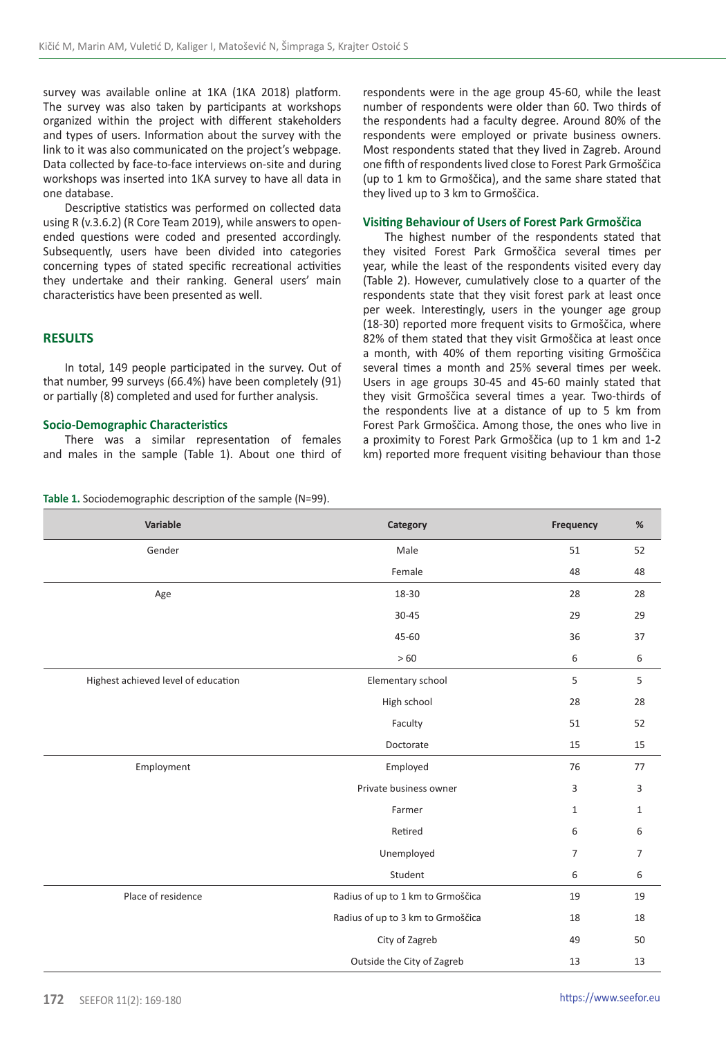survey was available online at 1KA (1KA 2018) platform. The survey was also taken by participants at workshops organized within the project with different stakeholders and types of users. Information about the survey with the link to it was also communicated on the project's webpage. Data collected by face-to-face interviews on-site and during workshops was inserted into 1KA survey to have all data in one database.

Descriptive statistics was performed on collected data using R (v.3.6.2) (R Core Team 2019), while answers to open-ended questions were coded and presented accordingly. Subsequently, users have been divided into categories concerning types of stated specific recreational activities they undertake and their ranking. General users' main characteristics have been presented as well.

## RESULTS

In total, 149 people participated in the survey. Out of that number, 99 surveys (66.4%) have been completely (91) or partially (8) completed and used for further analysis.

### Socio-Demographic Characteristics

There was a similar representation of females and males in the sample (Table 1). About one third of respondents were in the age group 45-60, while the least number of respondents were older than 60. Two thirds of the respondents had a faculty degree. Around 80% of the respondents were employed or private business owners. Most respondents stated that they lived in Zagreb. Around one fifth of respondents lived close to Forest Park Grmoščica (up to 1 km to Grmoščica), and the same share stated that they lived up to 3 km to Grmoščica.

### Visiting Behaviour of Users of Forest Park Grmoščica

The highest number of the respondents stated that they visited Forest Park Grmoščica several times per year, while the least of the respondents visited every day (Table 2). However, cumulatively close to a quarter of the respondents state that they visit forest park at least once per week. Interestingly, users in the younger age group (18-30) reported more frequent visits to Grmoščica, where 82% of them stated that they visit Grmoščica at least once a month, with 40% of them reporting visiting Grmoščica several times a month and 25% several times per week. Users in age groups 30-45 and 45-60 mainly stated that they visit Grmoščica several times a year. Two-thirds of the respondents live at a distance of up to 5 km from Forest Park Grmoščica. Among those, the ones who live in a proximity to Forest Park Grmoščica (up to 1 km and 1-2 km) reported more frequent visiting behaviour than those

**Table 1.** Sociodemographic description of the sample (N=99).

| Variable | Category | Frequency | % |
|---|---|---|---|
| Gender | Male | 51 | 52 |
| | Female | 48 | 48 |
| Age | 18-30 | 28 | 28 |
| | 30-45 | 29 | 29 |
| | 45-60 | 36 | 37 |
| | > 60 | 6 | 6 |
| Highest achieved level of education | Elementary school | 5 | 5 |
| | High school | 28 | 28 |
| | Faculty | 51 | 52 |
| | Doctorate | 15 | 15 |
| Employment | Employed | 76 | 77 |
| | Private business owner | 3 | 3 |
| | Farmer | 1 | 1 |
| | Retired | 6 | 6 |
| | Unemployed | 7 | 7 |
| | Student | 6 | 6 |
| Place of residence | Radius of up to 1 km to Grmoščica | 19 | 19 |
| | Radius of up to 3 km to Grmoščica | 18 | 18 |
| | City of Zagreb | 49 | 50 |
| | Outside the City of Zagreb | 13 | 13 |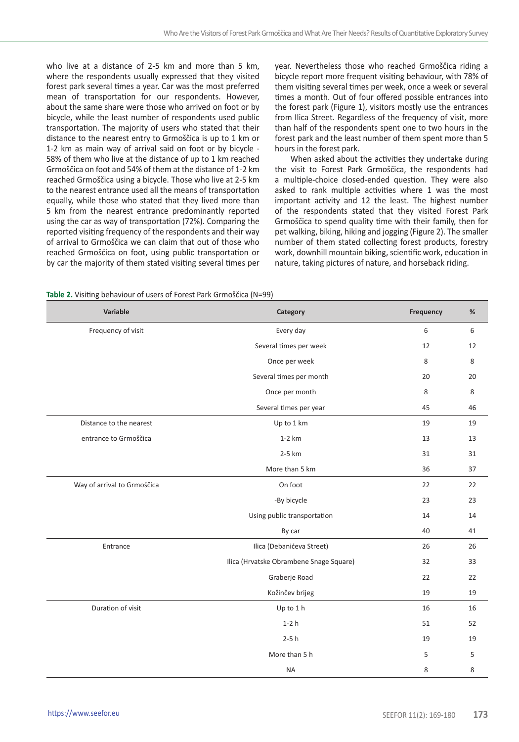who live at a distance of 2-5 km and more than 5 km, where the respondents usually expressed that they visited forest park several times a year. Car was the most preferred mean of transportation for our respondents. However, about the same share were those who arrived on foot or by bicycle, while the least number of respondents used public transportation. The majority of users who stated that their distance to the nearest entry to Grmoščica is up to 1 km or 1-2 km as main way of arrival said on foot or by bicycle - 58% of them who live at the distance of up to 1 km reached Grmoščica on foot and 54% of them at the distance of 1-2 km reached Grmoščica using a bicycle. Those who live at 2-5 km to the nearest entrance used all the means of transportation equally, while those who stated that they lived more than 5 km from the nearest entrance predominantly reported using the car as way of transportation (72%). Comparing the reported visiting frequency of the respondents and their way of arrival to Grmoščica we can claim that out of those who reached Grmoščica on foot, using public transportation or by car the majority of them stated visiting several times per year. Nevertheless those who reached Grmoščica riding a bicycle report more frequent visiting behaviour, with 78% of them visiting several times per week, once a week or several times a month. Out of four offered possible entrances into the forest park (Figure 1), visitors mostly use the entrances from Ilica Street. Regardless of the frequency of visit, more than half of the respondents spent one to two hours in the forest park and the least number of them spent more than 5 hours in the forest park.

When asked about the activities they undertake during the visit to Forest Park Grmoščica, the respondents had a multiple-choice closed-ended question. They were also asked to rank multiple activities where 1 was the most important activity and 12 the least. The highest number of the respondents stated that they visited Forest Park Grmoščica to spend quality time with their family, then for pet walking, biking, hiking and jogging (Figure 2). The smaller number of them stated collecting forest products, forestry work, downhill mountain biking, scientific work, education in nature, taking pictures of nature, and horseback riding.

**Table 2.** Visiting behaviour of users of Forest Park Grmoščica (N=99)

| Variable | Category | Frequency | % |
|---|---|---|---|
| Frequency of visit | Every day | 6 | 6 |
| | Several times per week | 12 | 12 |
| | Once per week | 8 | 8 |
| | Several times per month | 20 | 20 |
| | Once per month | 8 | 8 |
| | Several times per year | 45 | 46 |
| Distance to the nearest entrance to Grmoščica | Up to 1 km | 19 | 19 |
| | 1-2 km | 13 | 13 |
| | 2-5 km | 31 | 31 |
| | More than 5 km | 36 | 37 |
| Way of arrival to Grmoščica | On foot | 22 | 22 |
| | -By bicycle | 23 | 23 |
| | Using public transportation | 14 | 14 |
| | By car | 40 | 41 |
| Entrance | Ilica (Debanićeva Street) | 26 | 26 |
| | Ilica (Hrvatske Obrambene Snage Square) | 32 | 33 |
| | Graberje Road | 22 | 22 |
| | Kožinčev brijeg | 19 | 19 |
| Duration of visit | Up to 1 h | 16 | 16 |
| | 1-2 h | 51 | 52 |
| | 2-5 h | 19 | 19 |
| | More than 5 h | 5 | 5 |
| | NA | 8 | 8 |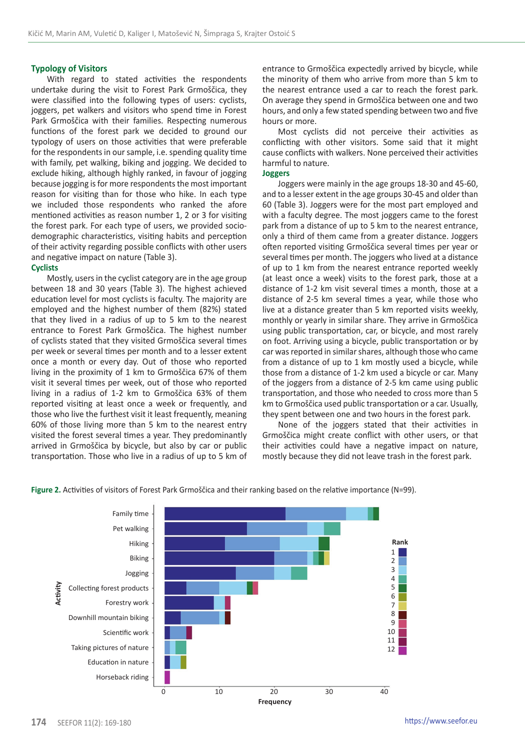## Typology of Visitors

With regard to stated activities the respondents undertake during the visit to Forest Park Grmoščica, they were classified into the following types of users: cyclists, joggers, pet walkers and visitors who spend time in Forest Park Grmoščica with their families. Respecting numerous functions of the forest park we decided to ground our typology of users on those activities that were preferable for the respondents in our sample, i.e. spending quality time with family, pet walking, biking and jogging. We decided to exclude hiking, although highly ranked, in favour of jogging because jogging is for more respondents the most important reason for visiting than for those who hike. In each type we included those respondents who ranked the afore mentioned activities as reason number 1, 2 or 3 for visiting the forest park. For each type of users, we provided socio-demographic characteristics, visiting habits and perception of their activity regarding possible conflicts with other users and negative impact on nature (Table 3).

### Cyclists

Mostly, users in the cyclist category are in the age group between 18 and 30 years (Table 3). The highest achieved education level for most cyclists is faculty. The majority are employed and the highest number of them (82%) stated that they lived in a radius of up to 5 km to the nearest entrance to Forest Park Grmoščica. The highest number of cyclists stated that they visited Grmoščica several times per week or several times per month and to a lesser extent once a month or every day. Out of those who reported living in the proximity of 1 km to Grmoščica 67% of them visit it several times per week, out of those who reported living in a radius of 1-2 km to Grmoščica 63% of them reported visiting at least once a week or frequently, and those who live the furthest visit it least frequently, meaning 60% of those living more than 5 km to the nearest entry visited the forest park several times a year. They predominantly arrived in Grmoščica by bicycle, but also by car or public transportation. Those who live in a radius of up to 5 km of entrance to Grmoščica expectedly arrived by bicycle, while the minority of them who arrive from more than 5 km to the nearest entrance used a car to reach the forest park. On average they spend in Grmoščica between one and two hours, and only a few stated spending between two and five hours or more.

Most cyclists did not perceive their activities as conflicting with other visitors. Some said that it might cause conflicts with walkers. None perceived their activities harmful to nature.

### Joggers

Joggers were mainly in the age groups 18-30 and 45-60, and to a lesser extent in the age groups 30-45 and older than 60 (Table 3). Joggers were for the most part employed and with a faculty degree. The most joggers came to the forest park from a distance of up to 5 km to the nearest entrance, only a third of them came from a greater distance. Joggers often reported visiting Grmoščica several times per year or several times per month. The joggers who lived at a distance of up to 1 km from the nearest entrance reported weekly (at least once a week) visits to the forest park, those at a distance of 1-2 km visit several times a month, those at a distance of 2-5 km several times a year, while those who live at a distance greater than 5 km reported visits weekly, monthly or yearly in similar share. They arrive in Grmoščica using public transportation, car, or bicycle, and most rarely on foot. Arriving using a bicycle, public transportation or by car was reported in similar shares, although those who came from a distance of up to 1 km mostly used a bicycle, while those from a distance of 1-2 km used a bicycle or car. Many of the joggers from a distance of 2-5 km came using public transportation, and those who needed to cross more than 5 km to Grmoščica used public transportation or a car. Usually, they spent between one and two hours in the forest park.

None of the joggers stated that their activities in Grmoščica might create conflict with other users, or that their activities could have a negative impact on nature, mostly because they did not leave trash in the forest park.

**Figure 2.** Activities of visitors of Forest Park Grmoščica and their ranking based on the relative importance (N=99).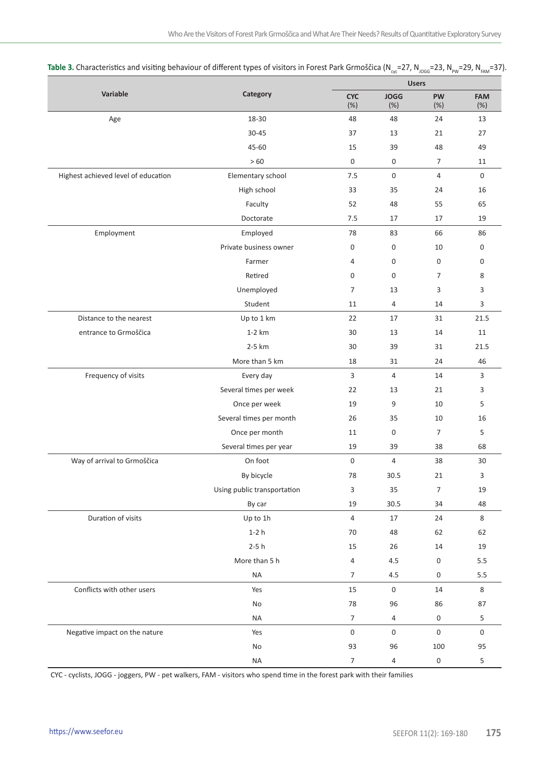**Table 3.** Characteristics and visiting behaviour of different types of visitors in Forest Park Grmoščica ($N_{cyc}$=27, $N_{JOGG}$=23, $N_{PW}$=29, $N_{FAM}$=37).

| Variable | Category | Users | | | |
|---|---|---|---|---|---|
| | | CYC (%) | JOGG (%) | PW (%) | FAM (%) |
| Age | 18-30 | 48 | 48 | 24 | 13 |
| | 30-45 | 37 | 13 | 21 | 27 |
| | 45-60 | 15 | 39 | 48 | 49 |
| | > 60 | 0 | 0 | 7 | 11 |
| Highest achieved level of education | Elementary school | 7.5 | 0 | 4 | 0 |
| | High school | 33 | 35 | 24 | 16 |
| | Faculty | 52 | 48 | 55 | 65 |
| | Doctorate | 7.5 | 17 | 17 | 19 |
| Employment | Employed | 78 | 83 | 66 | 86 |
| | Private business owner | 0 | 0 | 10 | 0 |
| | Farmer | 4 | 0 | 0 | 0 |
| | Retired | 0 | 0 | 7 | 8 |
| | Unemployed | 7 | 13 | 3 | 3 |
| | Student | 11 | 4 | 14 | 3 |
| Distance to the nearest entrance to Grmoščica | Up to 1 km | 22 | 17 | 31 | 21.5 |
| | 1-2 km | 30 | 13 | 14 | 11 |
| | 2-5 km | 30 | 39 | 31 | 21.5 |
| | More than 5 km | 18 | 31 | 24 | 46 |
| Frequency of visits | Every day | 3 | 4 | 14 | 3 |
| | Several times per week | 22 | 13 | 21 | 3 |
| | Once per week | 19 | 9 | 10 | 5 |
| | Several times per month | 26 | 35 | 10 | 16 |
| | Once per month | 11 | 0 | 7 | 5 |
| | Several times per year | 19 | 39 | 38 | 68 |
| Way of arrival to Grmoščica | On foot | 0 | 4 | 38 | 30 |
| | By bicycle | 78 | 30.5 | 21 | 3 |
| | Using public transportation | 3 | 35 | 7 | 19 |
| | By car | 19 | 30.5 | 34 | 48 |
| Duration of visits | Up to 1h | 4 | 17 | 24 | 8 |
| | 1-2 h | 70 | 48 | 62 | 62 |
| | 2-5 h | 15 | 26 | 14 | 19 |
| | More than 5 h | 4 | 4.5 | 0 | 5.5 |
| | NA | 7 | 4.5 | 0 | 5.5 |
| Conflicts with other users | Yes | 15 | 0 | 14 | 8 |
| | No | 78 | 96 | 86 | 87 |
| | NA | 7 | 4 | 0 | 5 |
| Negative impact on the nature | Yes | 0 | 0 | 0 | 0 |
| | No | 93 | 96 | 100 | 95 |
| | NA | 7 | 4 | 0 | 5 |

CYC - cyclists, JOGG - joggers, PW - pet walkers, FAM - visitors who spend time in the forest park with their families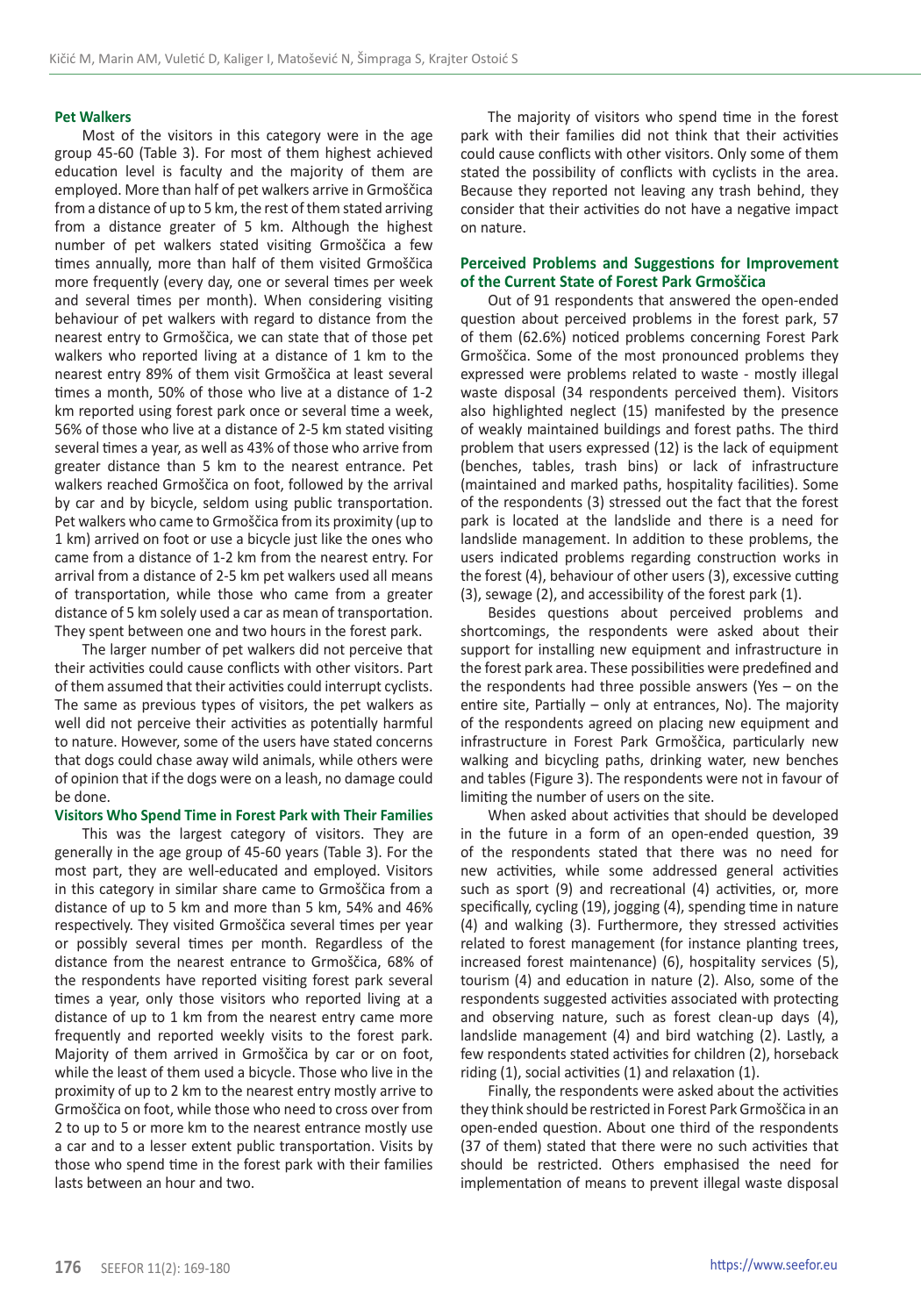#### Pet Walkers

Most of the visitors in this category were in the age group 45-60 (Table 3). For most of them highest achieved education level is faculty and the majority of them are employed. More than half of pet walkers arrive in Grmoščica from a distance of up to 5 km, the rest of them stated arriving from a distance greater of 5 km. Although the highest number of pet walkers stated visiting Grmoščica a few times annually, more than half of them visited Grmoščica more frequently (every day, one or several times per week and several times per month). When considering visiting behaviour of pet walkers with regard to distance from the nearest entry to Grmoščica, we can state that of those pet walkers who reported living at a distance of 1 km to the nearest entry 89% of them visit Grmoščica at least several times a month, 50% of those who live at a distance of 1-2 km reported using forest park once or several time a week, 56% of those who live at a distance of 2-5 km stated visiting several times a year, as well as 43% of those who arrive from greater distance than 5 km to the nearest entrance. Pet walkers reached Grmoščica on foot, followed by the arrival by car and by bicycle, seldom using public transportation. Pet walkers who came to Grmoščica from its proximity (up to 1 km) arrived on foot or use a bicycle just like the ones who came from a distance of 1-2 km from the nearest entry. For arrival from a distance of 2-5 km pet walkers used all means of transportation, while those who came from a greater distance of 5 km solely used a car as mean of transportation. They spent between one and two hours in the forest park.

The larger number of pet walkers did not perceive that their activities could cause conflicts with other visitors. Part of them assumed that their activities could interrupt cyclists. The same as previous types of visitors, the pet walkers as well did not perceive their activities as potentially harmful to nature. However, some of the users have stated concerns that dogs could chase away wild animals, while others were of opinion that if the dogs were on a leash, no damage could be done.

#### Visitors Who Spend Time in Forest Park with Their Families

This was the largest category of visitors. They are generally in the age group of 45-60 years (Table 3). For the most part, they are well-educated and employed. Visitors in this category in similar share came to Grmoščica from a distance of up to 5 km and more than 5 km, 54% and 46% respectively. They visited Grmoščica several times per year or possibly several times per month. Regardless of the distance from the nearest entrance to Grmoščica, 68% of the respondents have reported visiting forest park several times a year, only those visitors who reported living at a distance of up to 1 km from the nearest entry came more frequently and reported weekly visits to the forest park. Majority of them arrived in Grmoščica by car or on foot, while the least of them used a bicycle. Those who live in the proximity of up to 2 km to the nearest entry mostly arrive to Grmoščica on foot, while those who need to cross over from 2 to up to 5 or more km to the nearest entrance mostly use a car and to a lesser extent public transportation. Visits by those who spend time in the forest park with their families lasts between an hour and two.

The majority of visitors who spend time in the forest park with their families did not think that their activities could cause conflicts with other visitors. Only some of them stated the possibility of conflicts with cyclists in the area. Because they reported not leaving any trash behind, they consider that their activities do not have a negative impact on nature.

### Perceived Problems and Suggestions for Improvement of the Current State of Forest Park Grmoščica

Out of 91 respondents that answered the open-ended question about perceived problems in the forest park, 57 of them (62.6%) noticed problems concerning Forest Park Grmoščica. Some of the most pronounced problems they expressed were problems related to waste - mostly illegal waste disposal (34 respondents perceived them). Visitors also highlighted neglect (15) manifested by the presence of weakly maintained buildings and forest paths. The third problem that users expressed (12) is the lack of equipment (benches, tables, trash bins) or lack of infrastructure (maintained and marked paths, hospitality facilities). Some of the respondents (3) stressed out the fact that the forest park is located at the landslide and there is a need for landslide management. In addition to these problems, the users indicated problems regarding construction works in the forest (4), behaviour of other users (3), excessive cutting (3), sewage (2), and accessibility of the forest park (1).

Besides questions about perceived problems and shortcomings, the respondents were asked about their support for installing new equipment and infrastructure in the forest park area. These possibilities were predefined and the respondents had three possible answers (Yes – on the entire site, Partially – only at entrances, No). The majority of the respondents agreed on placing new equipment and infrastructure in Forest Park Grmoščica, particularly new walking and bicycling paths, drinking water, new benches and tables (Figure 3). The respondents were not in favour of limiting the number of users on the site.

When asked about activities that should be developed in the future in a form of an open-ended question, 39 of the respondents stated that there was no need for new activities, while some addressed general activities such as sport (9) and recreational (4) activities, or, more specifically, cycling (19), jogging (4), spending time in nature (4) and walking (3). Furthermore, they stressed activities related to forest management (for instance planting trees, increased forest maintenance) (6), hospitality services (5), tourism (4) and education in nature (2). Also, some of the respondents suggested activities associated with protecting and observing nature, such as forest clean-up days (4), landslide management (4) and bird watching (2). Lastly, a few respondents stated activities for children (2), horseback riding (1), social activities (1) and relaxation (1).

Finally, the respondents were asked about the activities they think should be restricted in Forest Park Grmoščica in an open-ended question. About one third of the respondents (37 of them) stated that there were no such activities that should be restricted. Others emphasised the need for implementation of means to prevent illegal waste disposal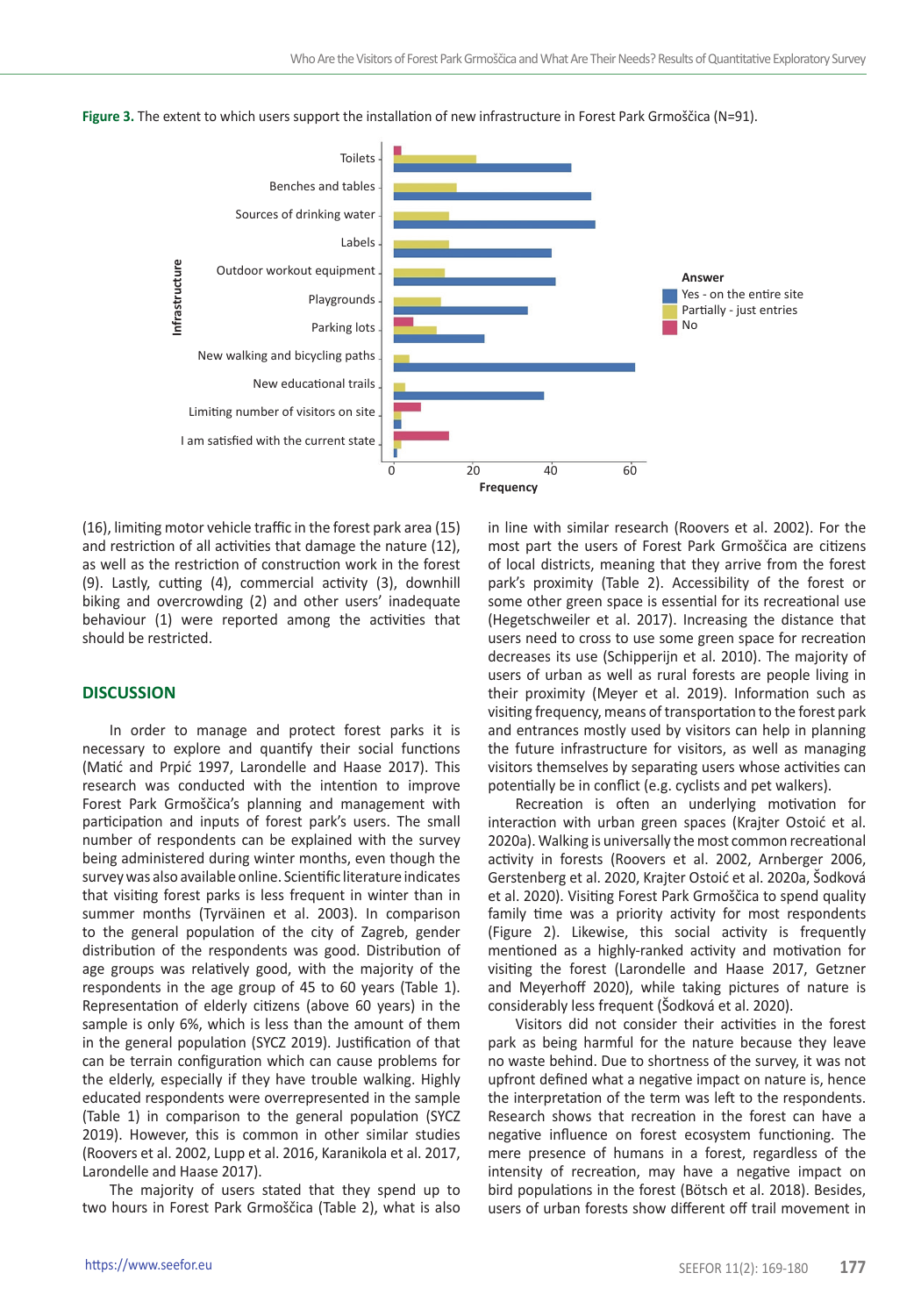**Figure 3.** The extent to which users support the installation of new infrastructure in Forest Park Grmoščica (N=91).

(16), limiting motor vehicle traffic in the forest park area (15) and restriction of all activities that damage the nature (12), as well as the restriction of construction work in the forest (9). Lastly, cutting (4), commercial activity (3), downhill biking and overcrowding (2) and other users' inadequate behaviour (1) were reported among the activities that should be restricted.

## DISCUSSION

In order to manage and protect forest parks it is necessary to explore and quantify their social functions (Matić and Prpić 1997, Larondelle and Haase 2017). This research was conducted with the intention to improve Forest Park Grmoščica's planning and management with participation and inputs of forest park's users. The small number of respondents can be explained with the survey being administered during winter months, even though the survey was also available online. Scientific literature indicates that visiting forest parks is less frequent in winter than in summer months (Tyrväinen et al. 2003). In comparison to the general population of the city of Zagreb, gender distribution of the respondents was good. Distribution of age groups was relatively good, with the majority of the respondents in the age group of 45 to 60 years (Table 1). Representation of elderly citizens (above 60 years) in the sample is only 6%, which is less than the amount of them in the general population (SYCZ 2019). Justification of that can be terrain configuration which can cause problems for the elderly, especially if they have trouble walking. Highly educated respondents were overrepresented in the sample (Table 1) in comparison to the general population (SYCZ 2019). However, this is common in other similar studies (Roovers et al. 2002, Lupp et al. 2016, Karanikola et al. 2017, Larondelle and Haase 2017).

The majority of users stated that they spend up to two hours in Forest Park Grmoščica (Table 2), what is also in line with similar research (Roovers et al. 2002). For the most part the users of Forest Park Grmoščica are citizens of local districts, meaning that they arrive from the forest park's proximity (Table 2). Accessibility of the forest or some other green space is essential for its recreational use (Hegetschweiler et al. 2017). Increasing the distance that users need to cross to use some green space for recreation decreases its use (Schipperijn et al. 2010). The majority of users of urban as well as rural forests are people living in their proximity (Meyer et al. 2019). Information such as visiting frequency, means of transportation to the forest park and entrances mostly used by visitors can help in planning the future infrastructure for visitors, as well as managing visitors behaviour by separating users whose activities can potentially be in conflict (e.g. cyclists and pet walkers).

Recreation is often an underlying motivation for interaction with urban green spaces (Krajter Ostoić et al. 2020a). Walking is universally the most common recreational activity in forests (Roovers et al. 2002, Arnberger 2006, Gerstenberg et al. 2020, Krajter Ostoić et al. 2020a, Šodková et al. 2020). Visiting Forest Park Grmoščica to spend quality family time was a priority activity for most respondents (Figure 2). Likewise, this social activity is frequently mentioned as a highly-ranked activity and motivation for visiting the forest (Larondelle and Haase 2017, Getzner and Meyerhoff 2020), while taking pictures of nature is considerably less frequent (Šodková et al. 2020).

Visitors did not consider their activities in the forest park as being harmful for the nature because they leave no waste behind. Due to shortness of the survey, it was not upfront defined what a negative impact on nature is, hence the interpretation of the term was left to the respondents. Research shows that recreation in the forest can have a negative influence on forest ecosystem functioning. The mere presence of humans in a forest, regardless of the intensity of recreation, may have a negative impact on bird populations in the forest (Bötsch et al. 2018). Besides, users of urban forests show different off trail movement in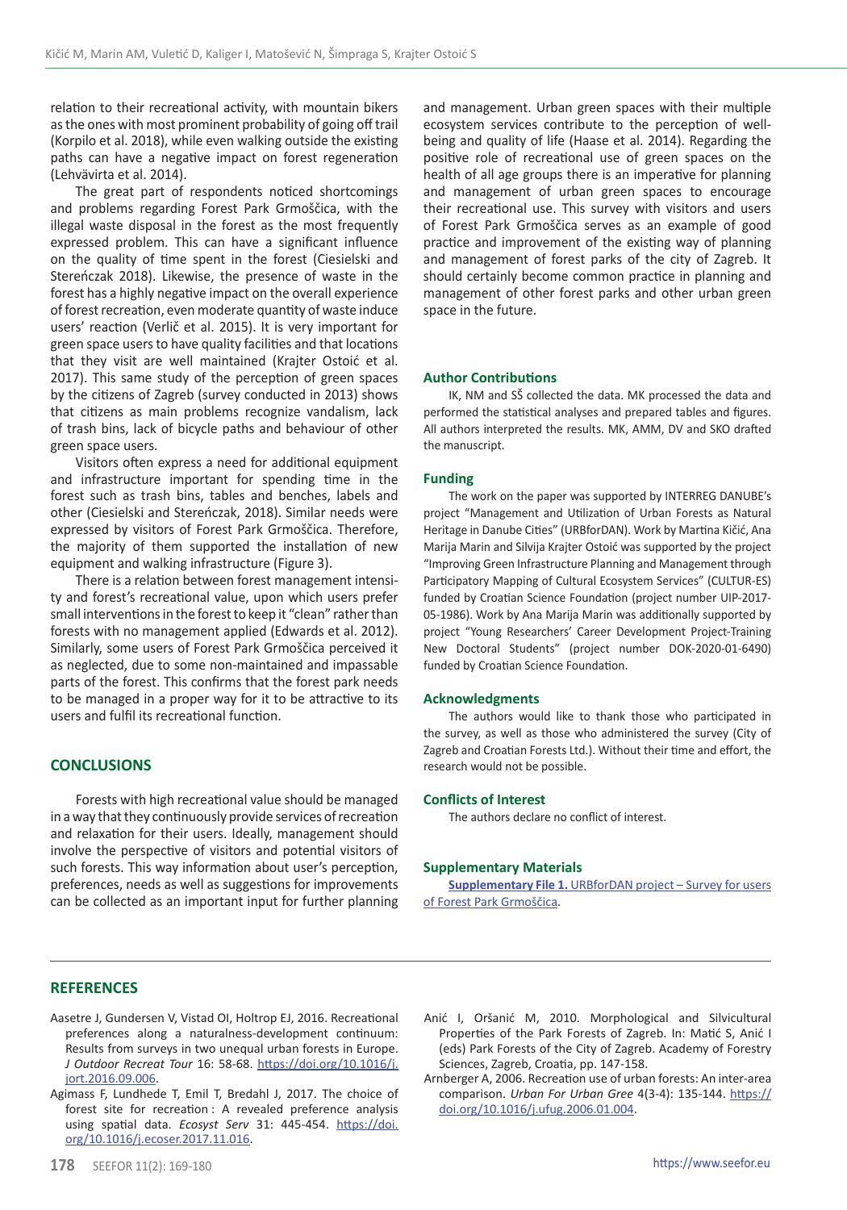relation to their recreational activity, with mountain bikers as the ones with most prominent probability of going off trail (Korpilo et al. 2018), while even walking outside the existing paths can have a negative impact on forest regeneration (Lehvävirta et al. 2014).

The great part of respondents noticed shortcomings and problems regarding Forest Park Grmoščica, with the illegal waste disposal in the forest as the most frequently expressed problem. This can have a significant influence on the quality of time spent in the forest (Ciesielski and Stereńczak 2018). Likewise, the presence of waste in the forest has a highly negative impact on the overall experience of forest recreation, even moderate quantity of waste induce users' reaction (Verlič et al. 2015). It is very important for green space users to have quality facilities and that locations that they visit are well maintained (Krajter Ostoić et al. 2017). This same study of the perception of green spaces by the citizens of Zagreb (survey conducted in 2013) shows that citizens as main problems recognize vandalism, lack of trash bins, lack of bicycle paths and behaviour of other green space users.

Visitors often express a need for additional equipment and infrastructure important for spending time in the forest such as trash bins, tables and benches, labels and other (Ciesielski and Stereńczak, 2018). Similar needs were expressed by visitors of Forest Park Grmoščica. Therefore, the majority of them supported the installation of new equipment and walking infrastructure (Figure 3).

There is a relation between forest management intensity and forest's recreational value, upon which users prefer small interventions in the forest to keep it "clean" rather than forests with no management applied (Edwards et al. 2012). Similarly, some users of Forest Park Grmoščica perceived it as neglected, due to some non-maintained and impassable parts of the forest. This confirms that the forest park needs to be managed in a proper way for it to be attractive to its users and fulfil its recreational function.

## CONCLUSIONS

Forests with high recreational value should be managed in a way that they continuously provide services of recreation and relaxation for their users. Ideally, management should involve the perspective of visitors and potential visitors of such forests. This way information about user's perception, preferences, needs as well as suggestions for improvements can be collected as an important input for further planning and management. Urban green spaces with their multiple ecosystem services contribute to the perception of well-being and quality of life (Haase et al. 2014). Regarding the positive role of recreational use of green spaces on the health of all age groups there is an imperative for planning and management of urban green spaces to encourage their recreational use. This survey with visitors and users of Forest Park Grmoščica serves as an example of good practice and improvement of the existing way of planning and management of forest parks of the city of Zagreb. It should certainly become common practice in planning and management of other forest parks and other urban green space in the future.

### Author Contributions

IK, NM and SŠ collected the data. MK processed the data and performed the statistical analyses and prepared tables and figures. All authors interpreted the results. MK, AMM, DV and SKO drafted the manuscript.

### Funding

The work on the paper was supported by INTERREG DANUBE's project "Management and Utilization of Urban Forests as Natural Heritage in Danube Cities" (URBforDAN). Work by Martina Kičić, Ana Marija Marin and Silvija Krajter Ostoić was supported by the project "Improving Green Infrastructure Planning and Management through Participatory Mapping of Cultural Ecosystem Services" (CULTUR-ES) funded by Croatian Science Foundation (project number UIP-2017-05-1986). Work by Ana Marija Marin was additionally supported by project "Young Researchers' Career Development Project-Training New Doctoral Students" (project number DOK-2020-01-6490) funded by Croatian Science Foundation.

### Acknowledgments

The authors would like to thank those who participated in the survey, as well as those who administered the survey (City of Zagreb and Croatian Forests Ltd.). Without their time and effort, the research would not be possible.

### Conflicts of Interest

The authors declare no conflict of interest.

### Supplementary Materials

**Supplementary File 1.** URBforDAN project – Survey for users of Forest Park Grmoščica.

## REFERENCES

Aasetre J, Gundersen V, Vistad OI, Holtrop EJ, 2016. Recreational preferences along a naturalness-development continuum: Results from surveys in two unequal urban forests in Europe. *J Outdoor Recreat Tour* 16: 58-68. https://doi.org/10.1016/j.jort.2016.09.006.

Agimass F, Lundhede T, Emil T, Bredahl J, 2017. The choice of forest site for recreation : A revealed preference analysis using spatial data. *Ecosyst Serv* 31: 445-454. https://doi.org/10.1016/j.ecoser.2017.11.016.

Anić I, Oršanić M, 2010. Morphological and Silvicultural Properties of the Park Forests of Zagreb. In: Matić S, Anić I (eds) Park Forests of the City of Zagreb. Academy of Forestry Sciences, Zagreb, Croatia, pp. 147-158.

Arnberger A, 2006. Recreation use of urban forests: An inter-area comparison. *Urban For Urban Gree* 4(3-4): 135-144. https://doi.org/10.1016/j.ufug.2006.01.004.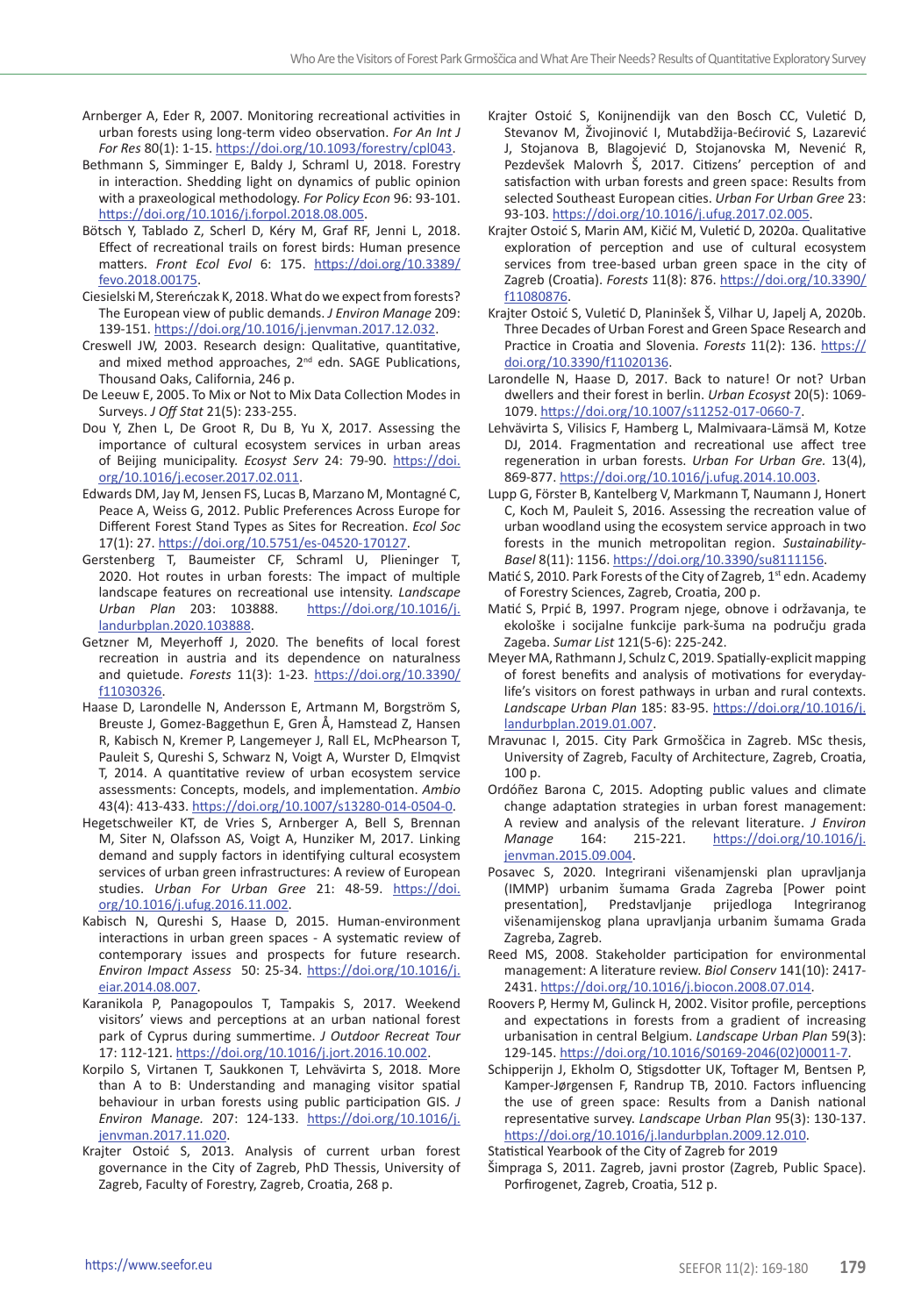Arnberger A, Eder R, 2007. Monitoring recreational activities in urban forests using long-term video observation. *For An Int J For Res* 80(1): 1-15. https://doi.org/10.1093/forestry/cpl043.

Bethmann S, Simminger E, Baldy J, Schraml U, 2018. Forestry in interaction. Shedding light on dynamics of public opinion with a praxeological methodology. *For Policy Econ* 96: 93-101. https://doi.org/10.1016/j.forpol.2018.08.005.

Bötsch Y, Tablado Z, Scherl D, Kéry M, Graf RF, Jenni L, 2018. Effect of recreational trails on forest birds: Human presence matters. *Front Ecol Evol* 6: 175. https://doi.org/10.3389/fevo.2018.00175.

Ciesielski M, Stereńczak K, 2018. What do we expect from forests? The European view of public demands. *J Environ Manage* 209: 139-151. https://doi.org/10.1016/j.jenvman.2017.12.032.

Creswell JW, 2003. Research design: Qualitative, quantitative, and mixed method approaches, 2nd edn. SAGE Publications, Thousand Oaks, California, 246 p.

De Leeuw E, 2005. To Mix or Not to Mix Data Collection Modes in Surveys. *J Off Stat* 21(5): 233-255.

Dou Y, Zhen L, De Groot R, Du B, Yu X, 2017. Assessing the importance of cultural ecosystem services in urban areas of Beijing municipality. *Ecosyst Serv* 24: 79-90. https://doi.org/10.1016/j.ecoser.2017.02.011.

Edwards DM, Jay M, Jensen FS, Lucas B, Marzano M, Montagné C, Peace A, Weiss G, 2012. Public Preferences Across Europe for Different Forest Stand Types as Sites for Recreation. *Ecol Soc* 17(1): 27. https://doi.org/10.5751/es-04520-170127.

Gerstenberg T, Baumeister CF, Schraml U, Plieninger T, 2020. Hot routes in urban forests: The impact of multiple landscape features on recreational use intensity. *Landscape Urban Plan* 203: 103888. https://doi.org/10.1016/j.landurbplan.2020.103888.

Getzner M, Meyerhoff J, 2020. The benefits of local forest recreation in austria and its dependence on naturalness and quietude. *Forests* 11(3): 1-23. https://doi.org/10.3390/f11030326.

Haase D, Larondelle N, Andersson E, Artmann M, Borgström S, Breuste J, Gomez-Baggethun E, Gren Å, Hamstead Z, Hansen R, Kabisch N, Kremer P, Langemeyer J, Rall EL, McPhearson T, Pauleit S, Qureshi S, Schwarz N, Voigt A, Wurster D, Elmqvist T, 2014. A quantitative review of urban ecosystem service assessments: Concepts, models, and implementation. *Ambio* 43(4): 413-433. https://doi.org/10.1007/s13280-014-0504-0.

Hegetschweiler KT, de Vries S, Arnberger A, Bell S, Brennan M, Siter N, Olafsson AS, Voigt A, Hunziker M, 2017. Linking demand and supply factors in identifying cultural ecosystem services of urban green infrastructures: A review of European studies. *Urban For Urban Gree* 21: 48-59. https://doi.org/10.1016/j.ufug.2016.11.002.

Kabisch N, Qureshi S, Haase D, 2015. Human-environment interactions in urban green spaces - A systematic review of contemporary issues and prospects for future research. *Environ Impact Assess* 50: 25-34. https://doi.org/10.1016/j.eiar.2014.08.007.

Karanikola P, Panagopoulos T, Tampakis S, 2017. Weekend visitors' views and perceptions at an urban national forest park of Cyprus during summertime. *J Outdoor Recreat Tour* 17: 112-121. https://doi.org/10.1016/j.jort.2016.10.002.

Korpilo S, Virtanen T, Saukkonen T, Lehvävirta S, 2018. More than A to B: Understanding and managing visitor spatial behaviour in urban forests using public participation GIS. *J Environ Manage.* 207: 124-133. https://doi.org/10.1016/j.jenvman.2017.11.020.

Krajter Ostoić S, 2013. Analysis of current urban forest governance in the City of Zagreb, PhD Thessis, University of Zagreb, Faculty of Forestry, Zagreb, Croatia, 268 p.

Krajter Ostoić S, Konijnendijk van den Bosch CC, Vuletić D, Stevanov M, Živojinović I, Mutabdžija-Bećirović S, Lazarević J, Stojanova B, Blagojević D, Stojanovska M, Nevenić R, Pezdevšek Malovrh Š, 2017. Citizens' perception of and satisfaction with urban forests and green space: Results from selected Southeast European cities. *Urban For Urban Gree* 23: 93-103. https://doi.org/10.1016/j.ufug.2017.02.005.

Krajter Ostoić S, Marin AM, Kičić M, Vuletić D, 2020a. Qualitative exploration of perception and use of cultural ecosystem services from tree-based urban green space in the city of Zagreb (Croatia). *Forests* 11(8): 876. https://doi.org/10.3390/f11080876.

Krajter Ostoić S, Vuletić D, Planinšek Š, Vilhar U, Japelj A, 2020b. Three Decades of Urban Forest and Green Space Research and Practice in Croatia and Slovenia. *Forests* 11(2): 136. https://doi.org/10.3390/f11020136.

Larondelle N, Haase D, 2017. Back to nature! Or not? Urban dwellers and their forest in berlin. *Urban Ecosyst* 20(5): 1069-1079. https://doi.org/10.1007/s11252-017-0660-7.

Lehvävirta S, Vilisics F, Hamberg L, Malmivaara-Lämsä M, Kotze DJ, 2014. Fragmentation and recreational use affect tree regeneration in urban forests. *Urban For Urban Gre.* 13(4), 869-877. https://doi.org/10.1016/j.ufug.2014.10.003.

Lupp G, Förster B, Kantelberg V, Markmann T, Naumann J, Honert C, Koch M, Pauleit S, 2016. Assessing the recreation value of urban woodland using the ecosystem service approach in two forests in the munich metropolitan region. *Sustainability-Basel* 8(11): 1156. https://doi.org/10.3390/su8111156.

Matić S, 2010. Park Forests of the City of Zagreb, 1st edn. Academy of Forestry Sciences, Zagreb, Croatia, 200 p.

Matić S, Prpić B, 1997. Program njege, obnove i održavanja, te ekološke i socijalne funkcije park-šuma na području grada Zageba. *Sumar List* 121(5-6): 225-242.

Meyer MA, Rathmann J, Schulz C, 2019. Spatially-explicit mapping of forest benefits and analysis of motivations for everyday-life's visitors on forest pathways in urban and rural contexts. *Landscape Urban Plan* 185: 83-95. https://doi.org/10.1016/j.landurbplan.2019.01.007.

Mravunac I, 2015. City Park Grmoščica in Zagreb. MSc thesis, University of Zagreb, Faculty of Architecture, Zagreb, Croatia, 100 p.

Ordóñez Barona C, 2015. Adopting public values and climate change adaptation strategies in urban forest management: A review and analysis of the relevant literature. *J Environ Manage* 164: 215-221. https://doi.org/10.1016/j.jenvman.2015.09.004.

Posavec S, 2020. Integrirani višenamjenski plan upravljanja (IMMP) urbanim šumama Grada Zagreba [Power point presentation], Predstavljanje prijedloga Integriranog višenamijenskog plana upravljanja urbanim šumama Grada Zagreba, Zagreb.

Reed MS, 2008. Stakeholder participation for environmental management: A literature review. *Biol Conserv* 141(10): 2417-2431. https://doi.org/10.1016/j.biocon.2008.07.014.

Roovers P, Hermy M, Gulinck H, 2002. Visitor profile, perceptions and expectations in forests from a gradient of increasing urbanisation in central Belgium. *Landscape Urban Plan* 59(3): 129-145. https://doi.org/10.1016/S0169-2046(02)00011-7.

Schipperijn J, Ekholm O, Stigsdotter UK, Toftager M, Bentsen P, Kamper-Jørgensen F, Randrup TB, 2010. Factors influencing the use of green space: Results from a Danish national representative survey. *Landscape Urban Plan* 95(3): 130-137. https://doi.org/10.1016/j.landurbplan.2009.12.010.

Statistical Yearbook of the City of Zagreb for 2019

Šimpraga S, 2011. Zagreb, javni prostor (Zagreb, Public Space). Porfirogenet, Zagreb, Croatia, 512 p.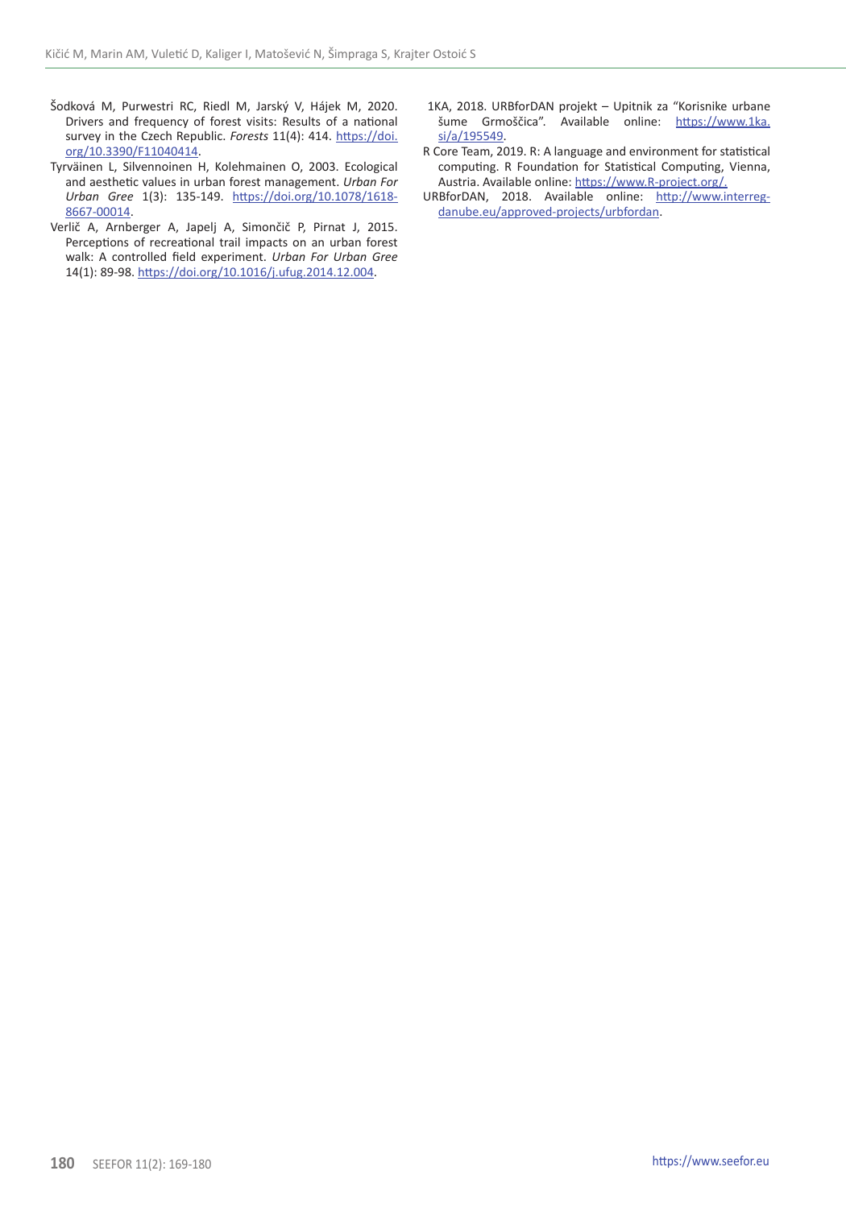Šodková M, Purwestri RC, Riedl M, Jarský V, Hájek M, 2020. Drivers and frequency of forest visits: Results of a national survey in the Czech Republic. *Forests* 11(4): 414. https://doi.org/10.3390/F11040414.

Tyrväinen L, Silvennoinen H, Kolehmainen O, 2003. Ecological and aesthetic values in urban forest management. *Urban For Urban Gree* 1(3): 135-149. https://doi.org/10.1078/1618-8667-00014.

Verlič A, Arnberger A, Japelj A, Simončič P, Pirnat J, 2015. Perceptions of recreational trail impacts on an urban forest walk: A controlled field experiment. *Urban For Urban Gree* 14(1): 89-98. https://doi.org/10.1016/j.ufug.2014.12.004.

1KA, 2018. URBforDAN projekt – Upitnik za "Korisnike urbane šume Grmoščica". Available online: https://www.1ka.si/a/195549.

R Core Team, 2019. R: A language and environment for statistical computing. R Foundation for Statistical Computing, Vienna, Austria. Available online: https://www.R-project.org/.

URBforDAN, 2018. Available online: http://www.interreg-danube.eu/approved-projects/urbfordan.